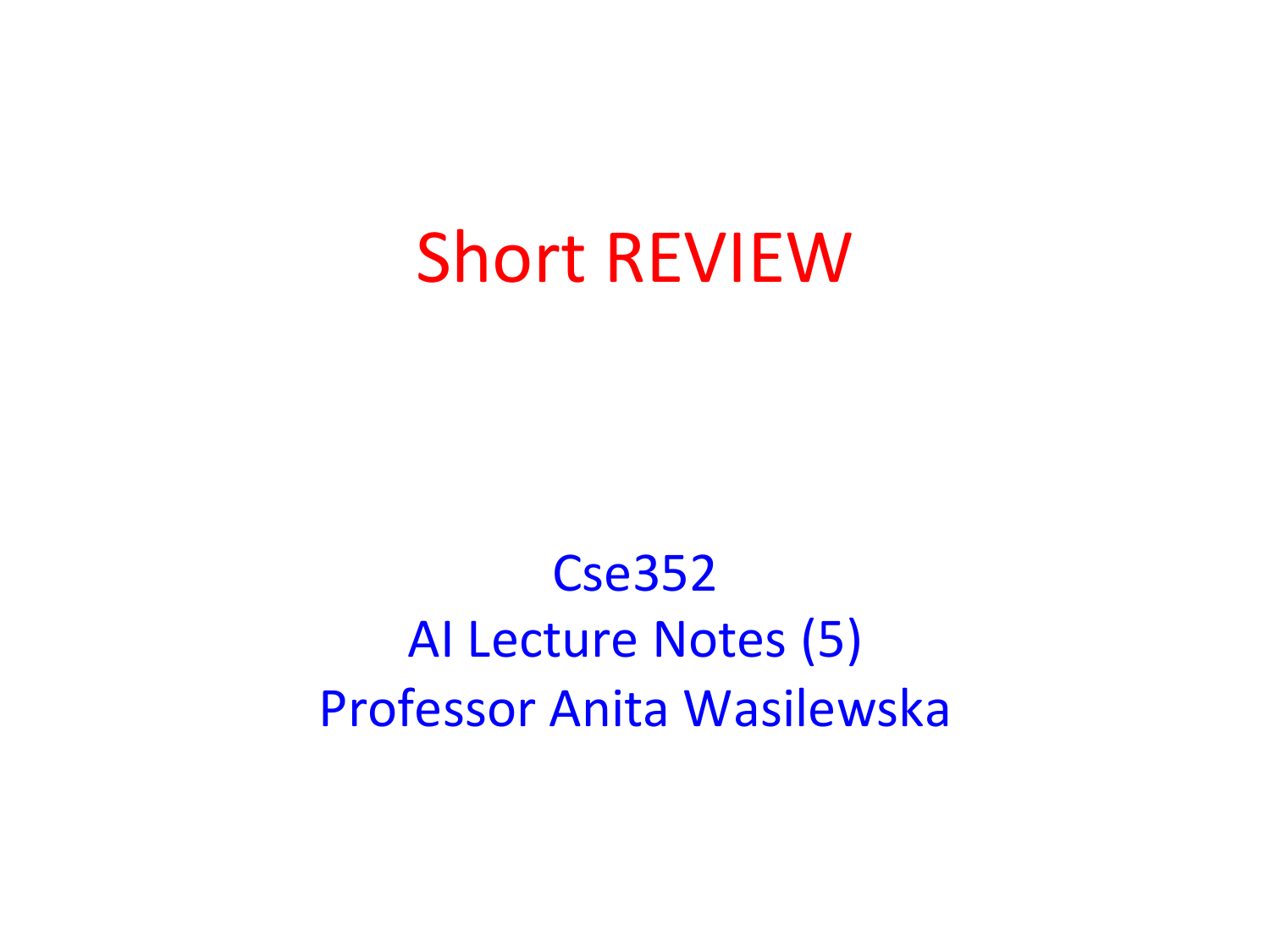# Short REVIEW

Cse352

AI Lecture Notes (5)

Professor Anita Wasilewska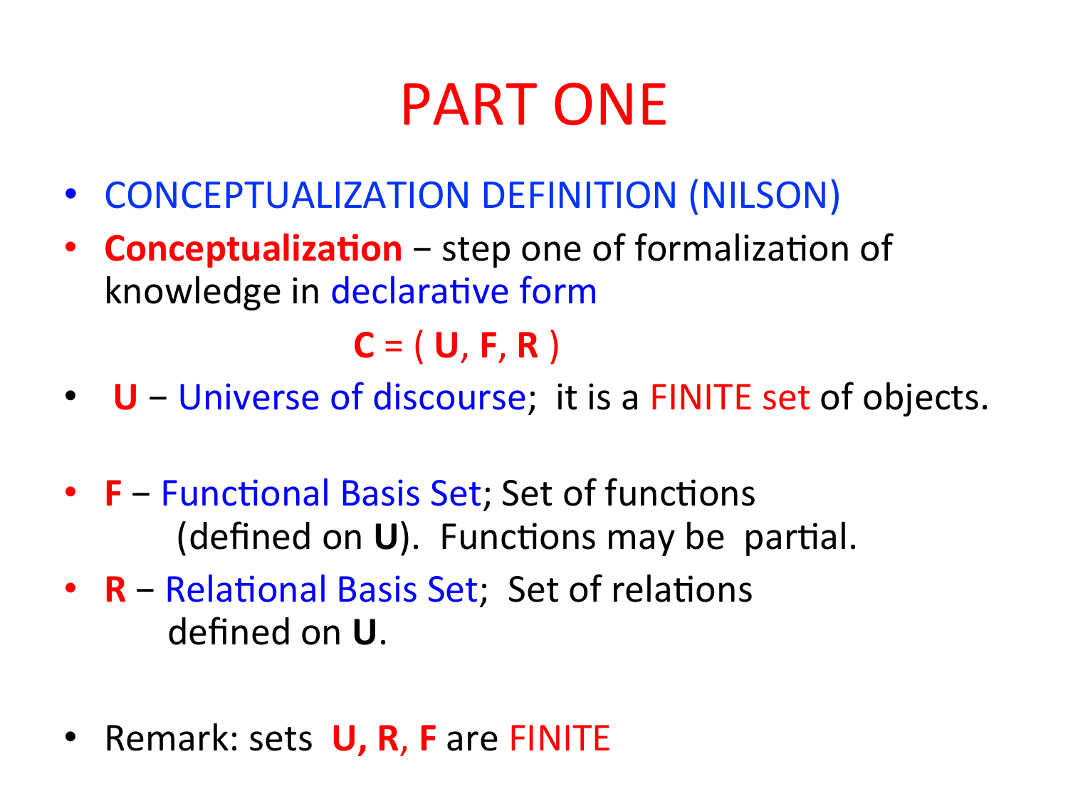# PART ONE

- CONCEPTUALIZATION DEFINITION (NILSON)
- **Conceptualization** − step one of formalization of knowledge in declarative form

$$\mathbf{C} = (\mathbf{U}, \mathbf{F}, \mathbf{R})$$

- **U** − Universe of discourse; it is a FINITE set of objects.
- **F** − Functional Basis Set; Set of functions (defined on **U**). Functions may be partial.
- **R** − Relational Basis Set; Set of relations defined on **U**.
- Remark: sets **U, R, F** are FINITE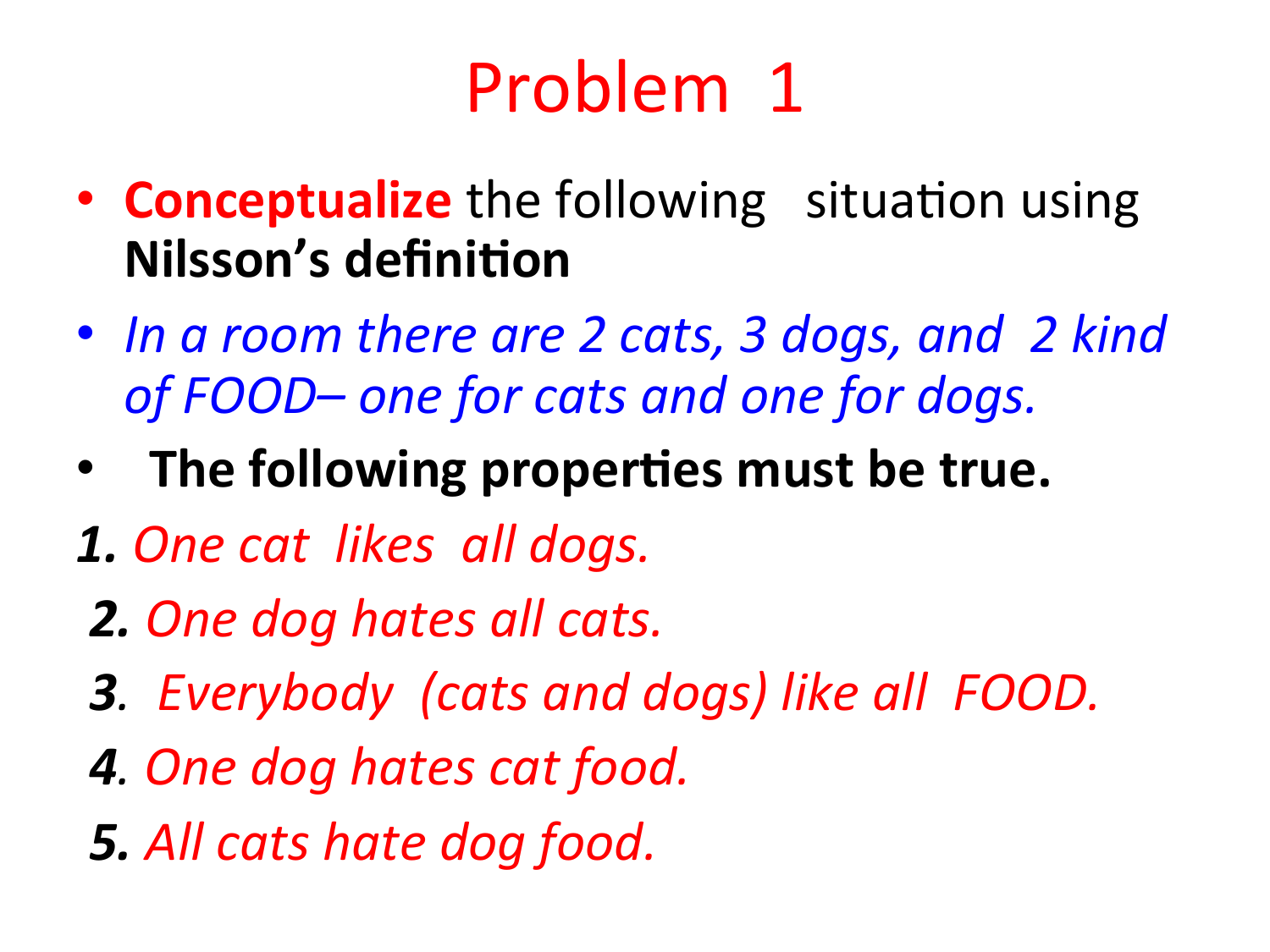# Problem 1

- **Conceptualize** the following situation using **Nilsson's definition**
- *In a room there are 2 cats, 3 dogs, and 2 kind of FOOD– one for cats and one for dogs.*
- **The following properties must be true.**

***1.*** *One cat likes all dogs.*

***2.*** *One dog hates all cats.*

***3***. *Everybody (cats and dogs) like all FOOD.*

***4***. *One dog hates cat food.*

***5.*** *All cats hate dog food.*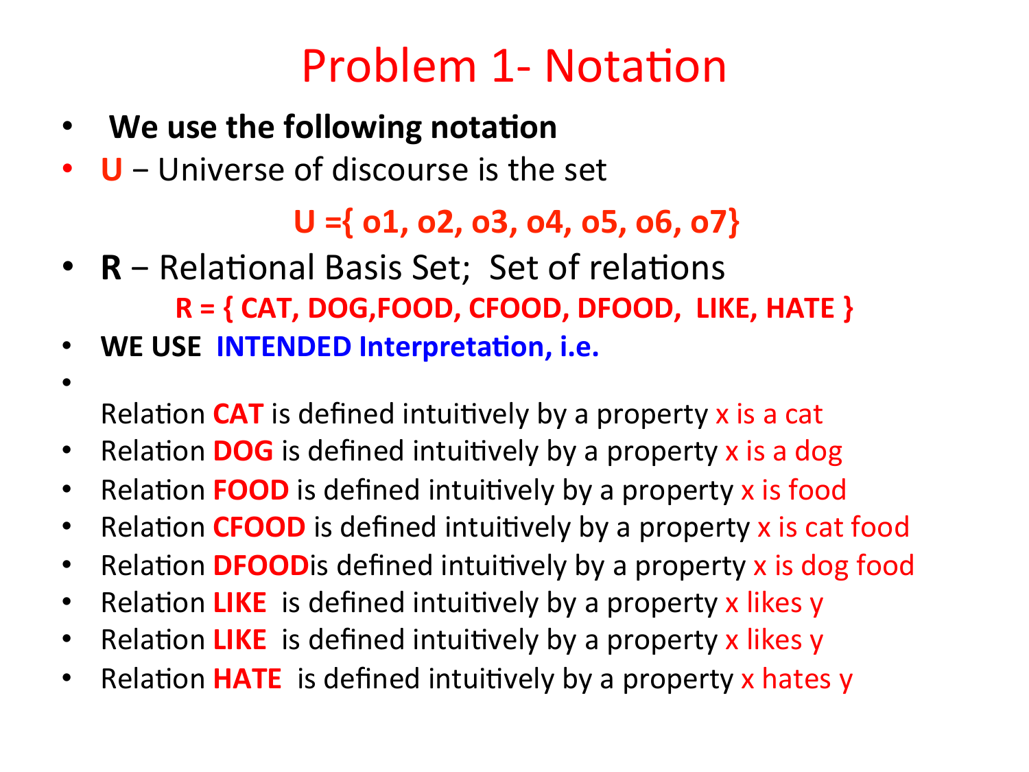# Problem 1- Notation

- **We use the following notation**
- **U** − Universe of discourse is the set

**U ={ o1, o2, o3, o4, o5, o6, o7}**

- **R** − Relational Basis Set; Set of relations

**R = { CAT, DOG,FOOD, CFOOD, DFOOD, LIKE, HATE }**

- **WE USE INTENDED Interpretation, i.e.**
-

  Relation **CAT** is defined intuitively by a property x is a cat
- Relation **DOG** is defined intuitively by a property x is a dog
- Relation **FOOD** is defined intuitively by a property x is food
- Relation **CFOOD** is defined intuitively by a property x is cat food
- Relation **DFOOD**is defined intuitively by a property x is dog food
- Relation **LIKE** is defined intuitively by a property x likes y
- Relation **LIKE** is defined intuitively by a property x likes y
- Relation **HATE** is defined intuitively by a property x hates y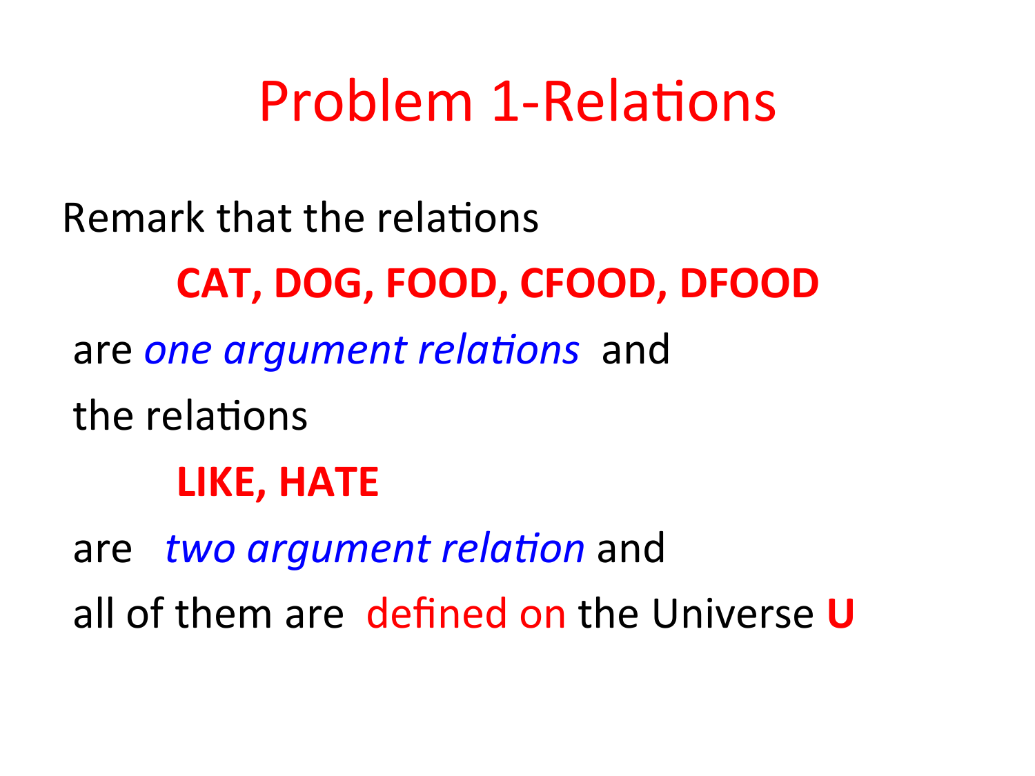# Problem 1-Relations

Remark that the relations

**CAT, DOG, FOOD, CFOOD, DFOOD**

are *one argument relations* and

the relations

**LIKE, HATE**

are *two argument relation* and

all of them are defined on the Universe **U**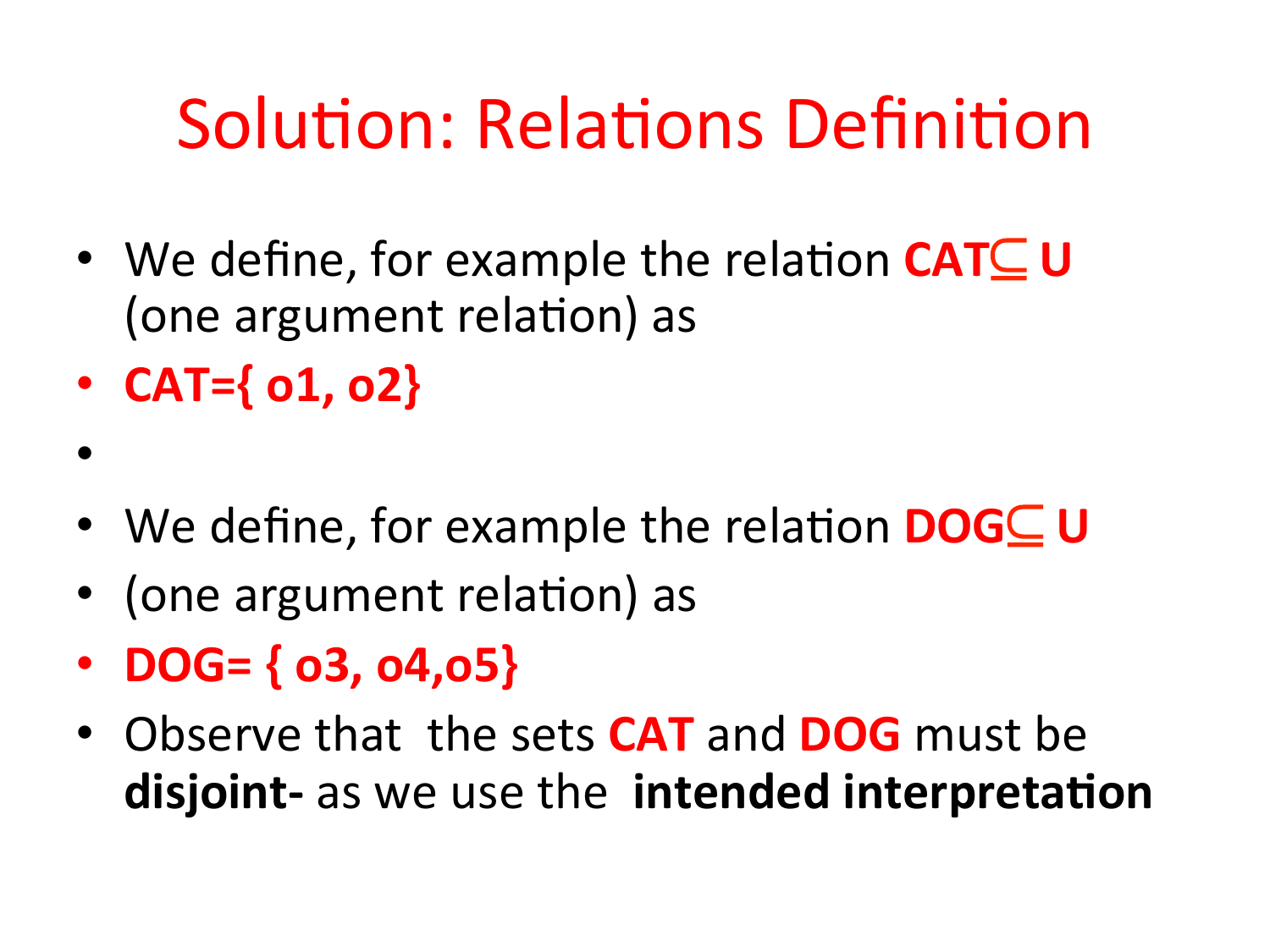# Solution: Relations Definition

- We define, for example the relation **CAT$\subseteq$ U** (one argument relation) as
- **CAT={ o1, o2}**
- 
- We define, for example the relation **DOG$\subseteq$ U**
- (one argument relation) as
- **DOG= { o3, o4,o5}**
- Observe that the sets **CAT** and **DOG** must be **disjoint-** as we use the **intended interpretation**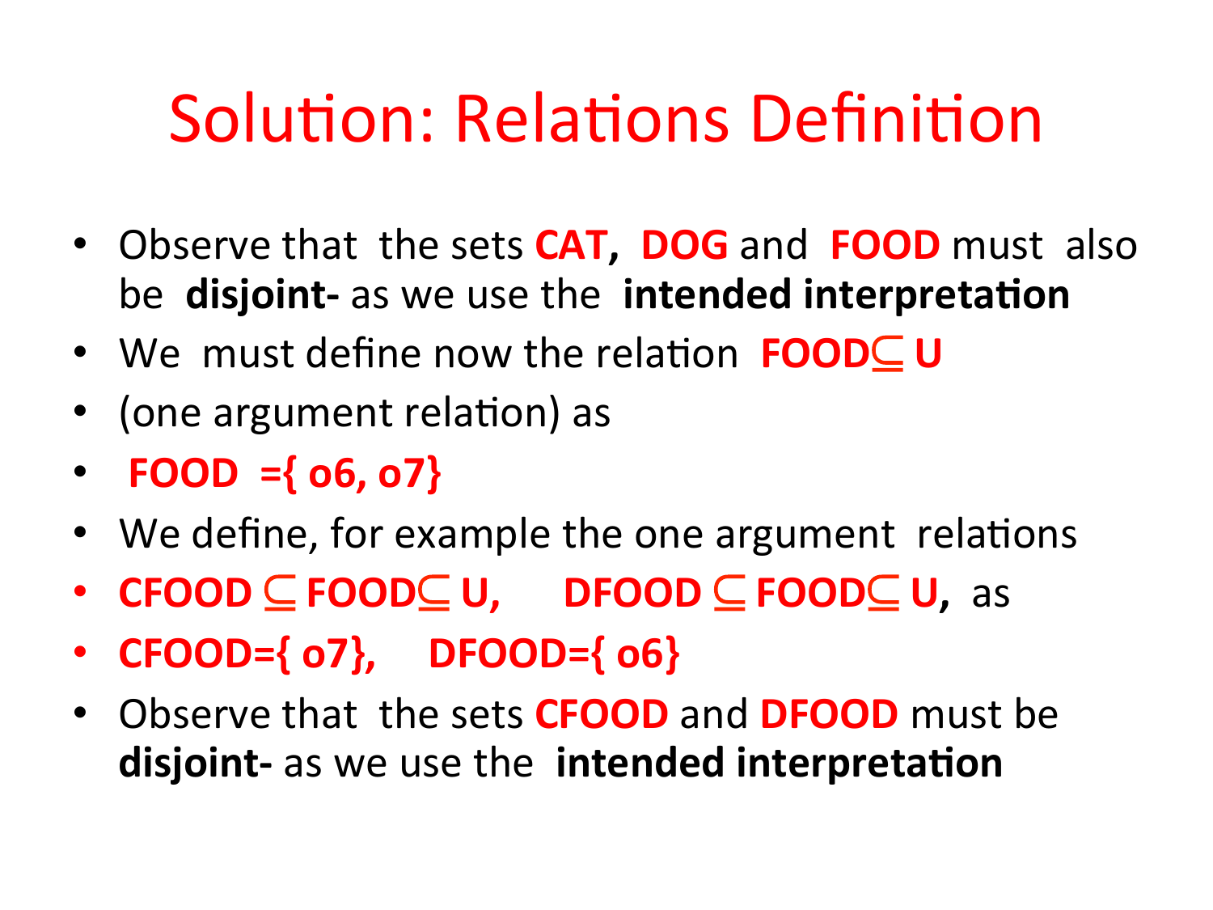# Solution: Relations Definition

- Observe that the sets **CAT, DOG** and **FOOD** must also be **disjoint-** as we use the **intended interpretation**
- We must define now the relation **FOOD** $\subseteq$ **U**
- (one argument relation) as
- **FOOD ={ o6, o7}**
- We define, for example the one argument relations
- **CFOOD** $\subseteq$ **FOOD** $\subseteq$ **U, DFOOD** $\subseteq$ **FOOD** $\subseteq$ **U,** as
- **CFOOD={ o7}, DFOOD={ o6}**
- Observe that the sets **CFOOD** and **DFOOD** must be **disjoint-** as we use the **intended interpretation**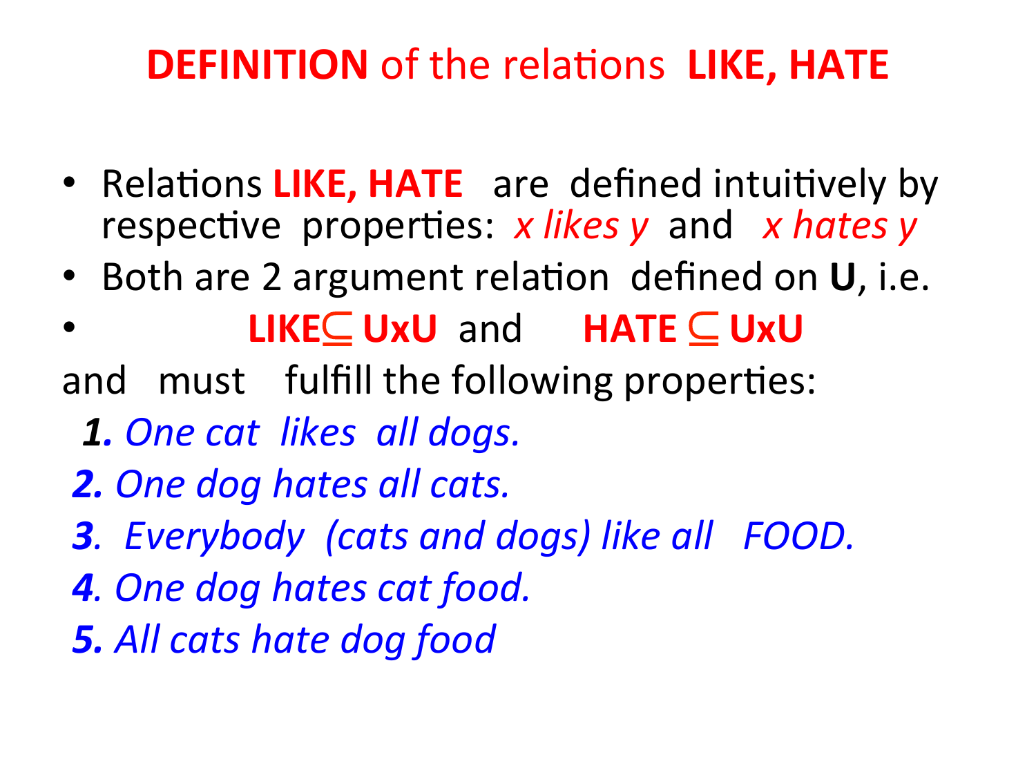# **DEFINITION** of the relations **LIKE, HATE**

- Relations **LIKE, HATE** are defined intuitively by respective properties: *x likes y* and *x hates y*
- Both are 2 argument relation defined on **U**, i.e.
- **LIKE** $\subseteq$ **UxU** and **HATE** $\subseteq$ **UxU**

and must fulfill the following properties:

***1.*** *One cat likes all dogs.*

***2.*** *One dog hates all cats.*

***3***. *Everybody (cats and dogs) like all FOOD.*

***4***. *One dog hates cat food.*

***5.*** *All cats hate dog food*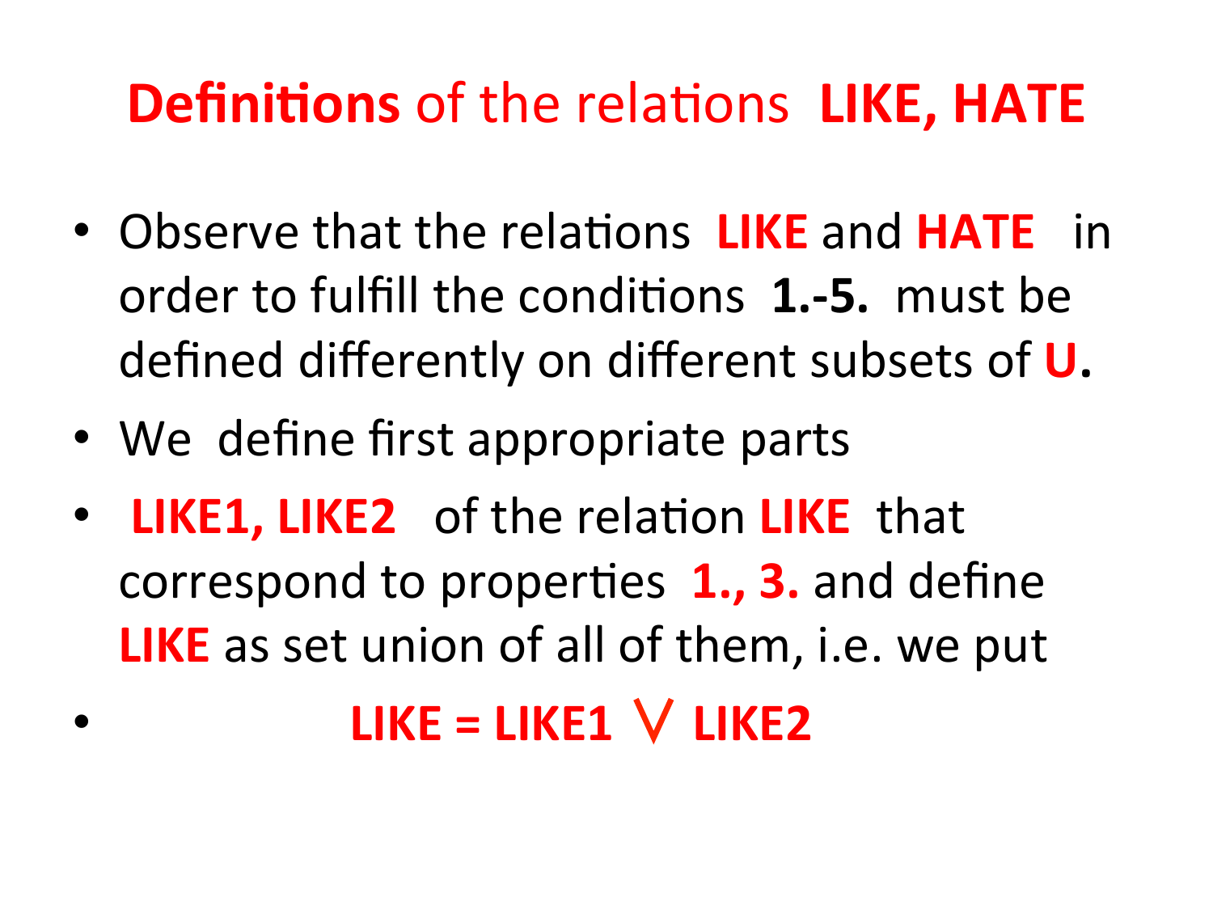# **Definitions** of the relations **LIKE, HATE**

- Observe that the relations **LIKE** and **HATE** in order to fulfill the conditions **1.-5.** must be defined differently on different subsets of **U.**
- We define first appropriate parts
- **LIKE1, LIKE2** of the relation **LIKE** that correspond to properties **1., 3.** and define **LIKE** as set union of all of them, i.e. we put
- $$\textbf{LIKE} = \textbf{LIKE1} \lor \textbf{LIKE2}$$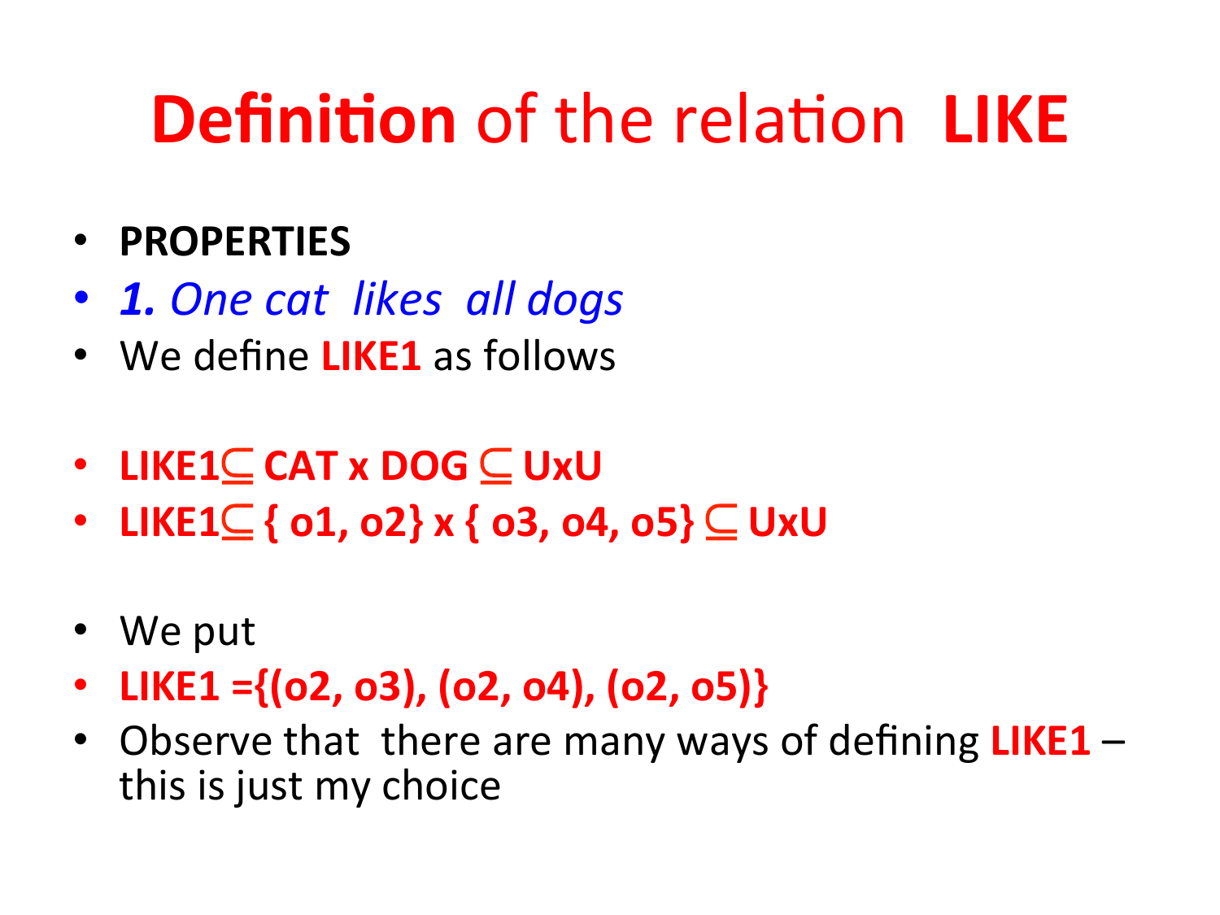# **Definition** of the relation **LIKE**

- **PROPERTIES**
- ***1.*** *One cat likes all dogs*
- We define **LIKE1** as follows
- **LIKE1** $\subseteq$ **CAT x DOG** $\subseteq$ **UxU**
- **LIKE1** $\subseteq$ **{ o1, o2} x { o3, o4, o5}** $\subseteq$ **UxU**
- We put
- **LIKE1 ={(o2, o3), (o2, o4), (o2, o5)}**
- Observe that there are many ways of defining **LIKE1** – this is just my choice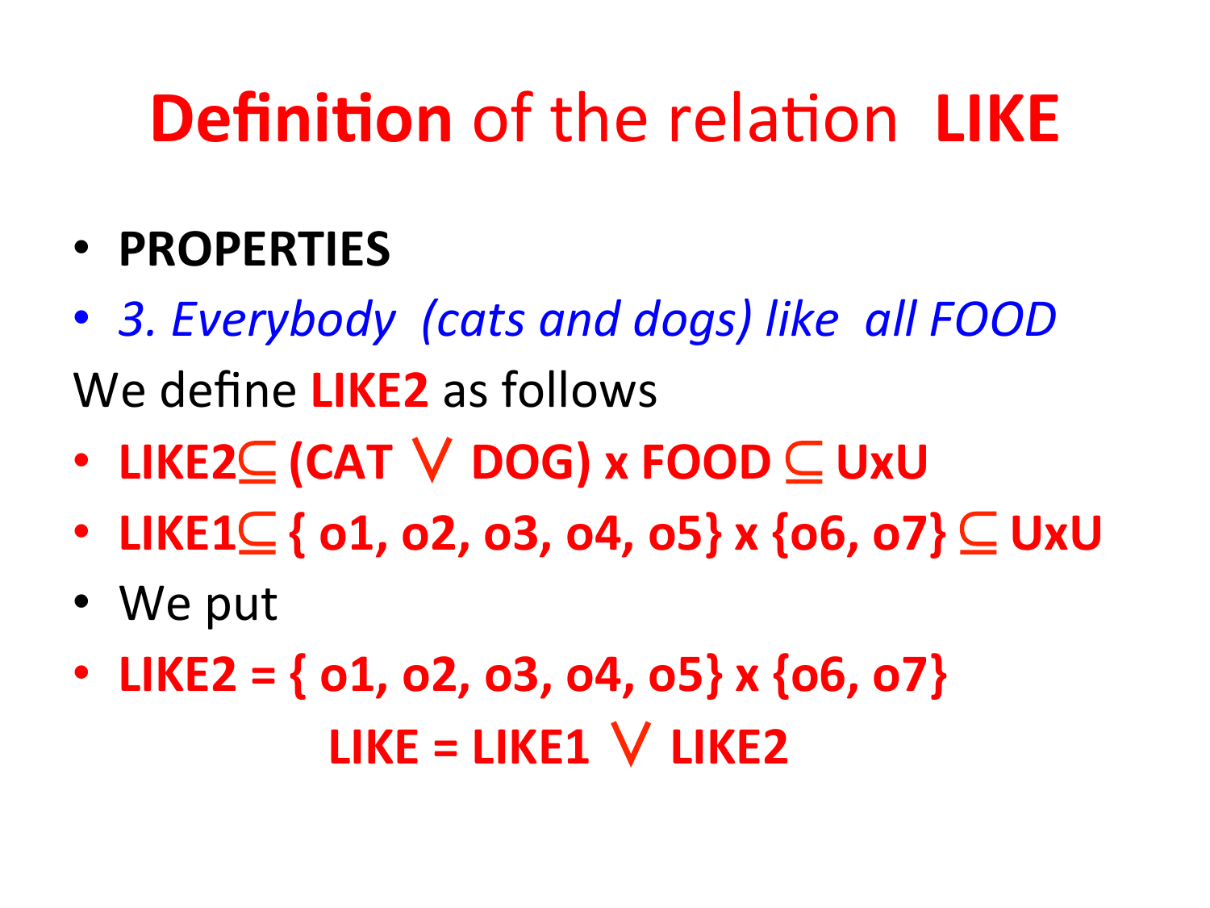# **Definition** of the relation **LIKE**

- **PROPERTIES**
- *3. Everybody (cats and dogs) like all FOOD*

We define **LIKE2** as follows

- **LIKE2 $\subseteq$ (CAT $\vee$ DOG) x FOOD $\subseteq$ UxU**
- **LIKE1 $\subseteq$ { o1, o2, o3, o4, o5} x {o6, o7} $\subseteq$ UxU**
- We put
- **LIKE2 = { o1, o2, o3, o4, o5} x {o6, o7}**

**LIKE = LIKE1 $\vee$ LIKE2**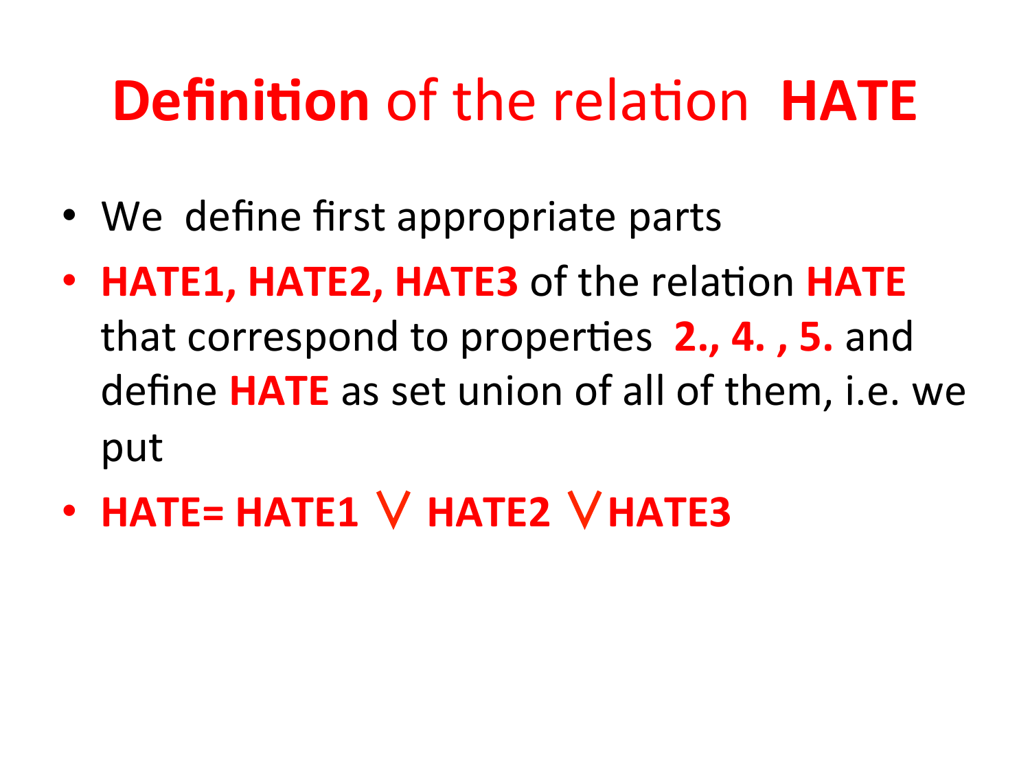# **Definition** of the relation **HATE**

- We define first appropriate parts
- **HATE1, HATE2, HATE3** of the relation **HATE** that correspond to properties **2., 4. , 5.** and define **HATE** as set union of all of them, i.e. we put
- **HATE= HATE1 $\cup$ HATE2 $\cup$ HATE3**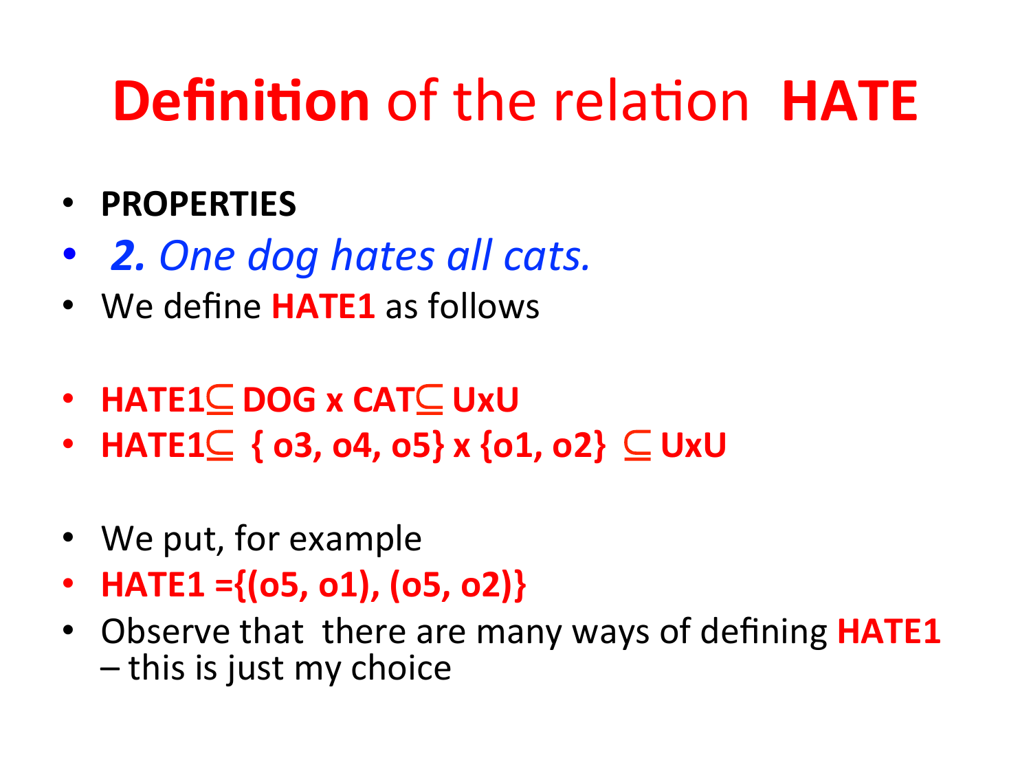# **Definition** of the relation **HATE**

- **PROPERTIES**
- ***2.*** *One dog hates all cats.*
- We define **HATE1** as follows

- **HATE1** $\subseteq$ **DOG x CAT** $\subseteq$ **UxU**
- **HATE1** $\subseteq$ **{ o3, o4, o5} x {o1, o2}** $\subseteq$ **UxU**

- We put, for example
- **HATE1 ={(o5, o1), (o5, o2)}**
- Observe that there are many ways of defining **HATE1** – this is just my choice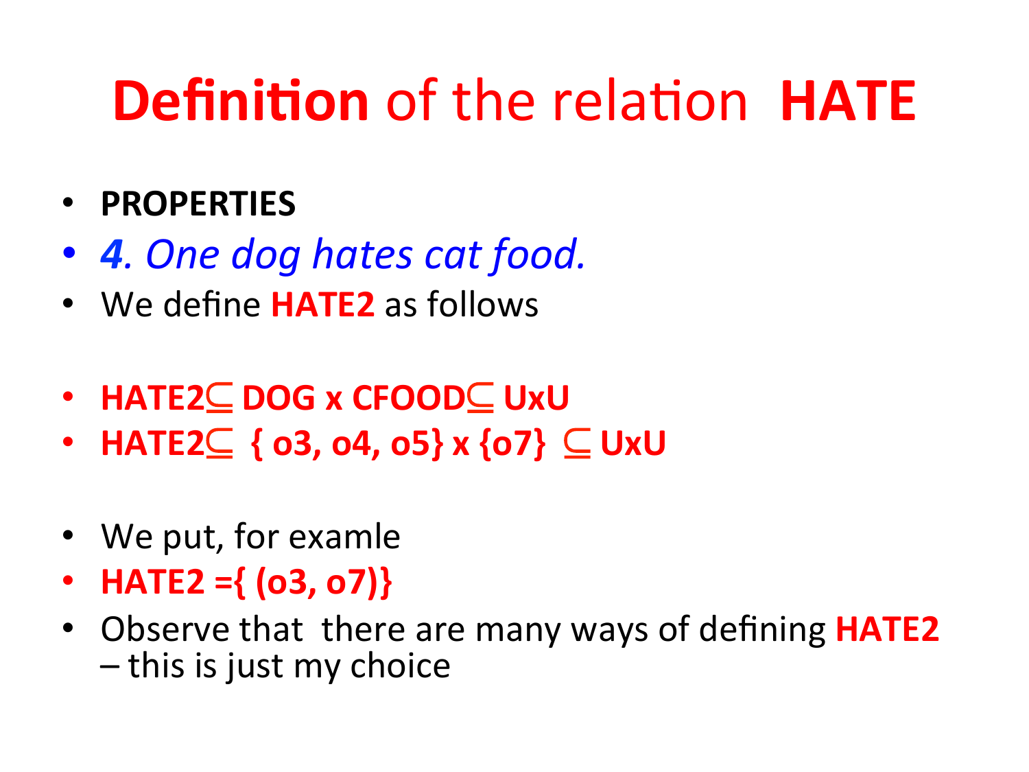# **Definition** of the relation **HATE**

- **PROPERTIES**
- ***4****. One dog hates cat food.*
- We define **HATE2** as follows

- **HATE2$\subseteq$ DOG x CFOOD$\subseteq$ UxU**
- **HATE2$\subseteq$ { o3, o4, o5} x {o7} $\subseteq$ UxU**

- We put, for examle
- **HATE2 ={ (o3, o7)}**
- Observe that there are many ways of defining **HATE2** – this is just my choice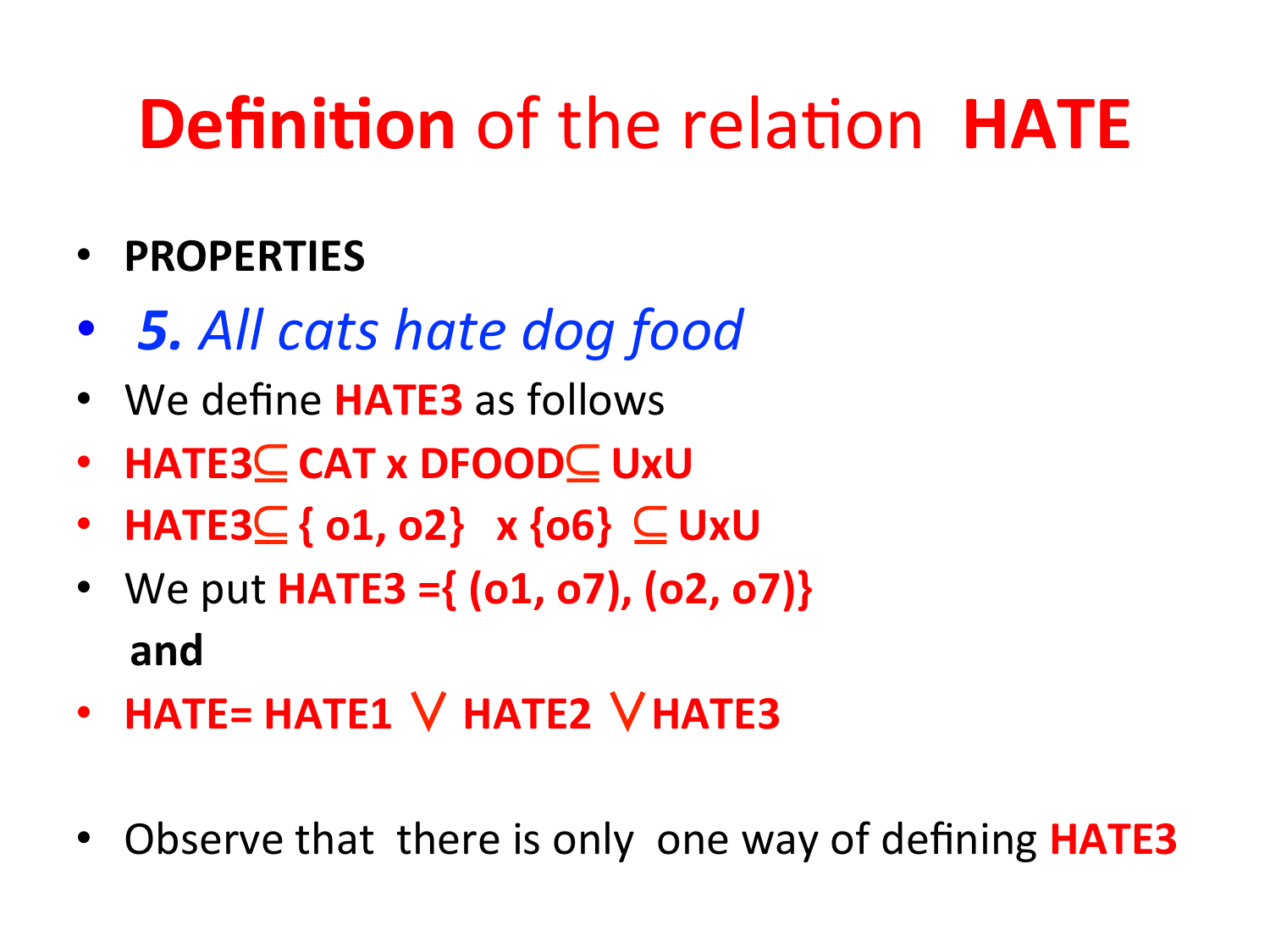# **Definition** of the relation **HATE**

- **PROPERTIES**
- ***5.*** *All cats hate dog food*
- We define **HATE3** as follows
- **HATE3** $\subseteq$ **CAT x DFOOD** $\subseteq$ **UxU**
- **HATE3** $\subseteq$ **{ o1, o2} x {o6}** $\subseteq$ **UxU**
- We put **HATE3 ={ (o1, o7), (o2, o7)}**

  **and**
- **HATE= HATE1** $\vee$ **HATE2** $\vee$ **HATE3**

- Observe that there is only one way of defining **HATE3**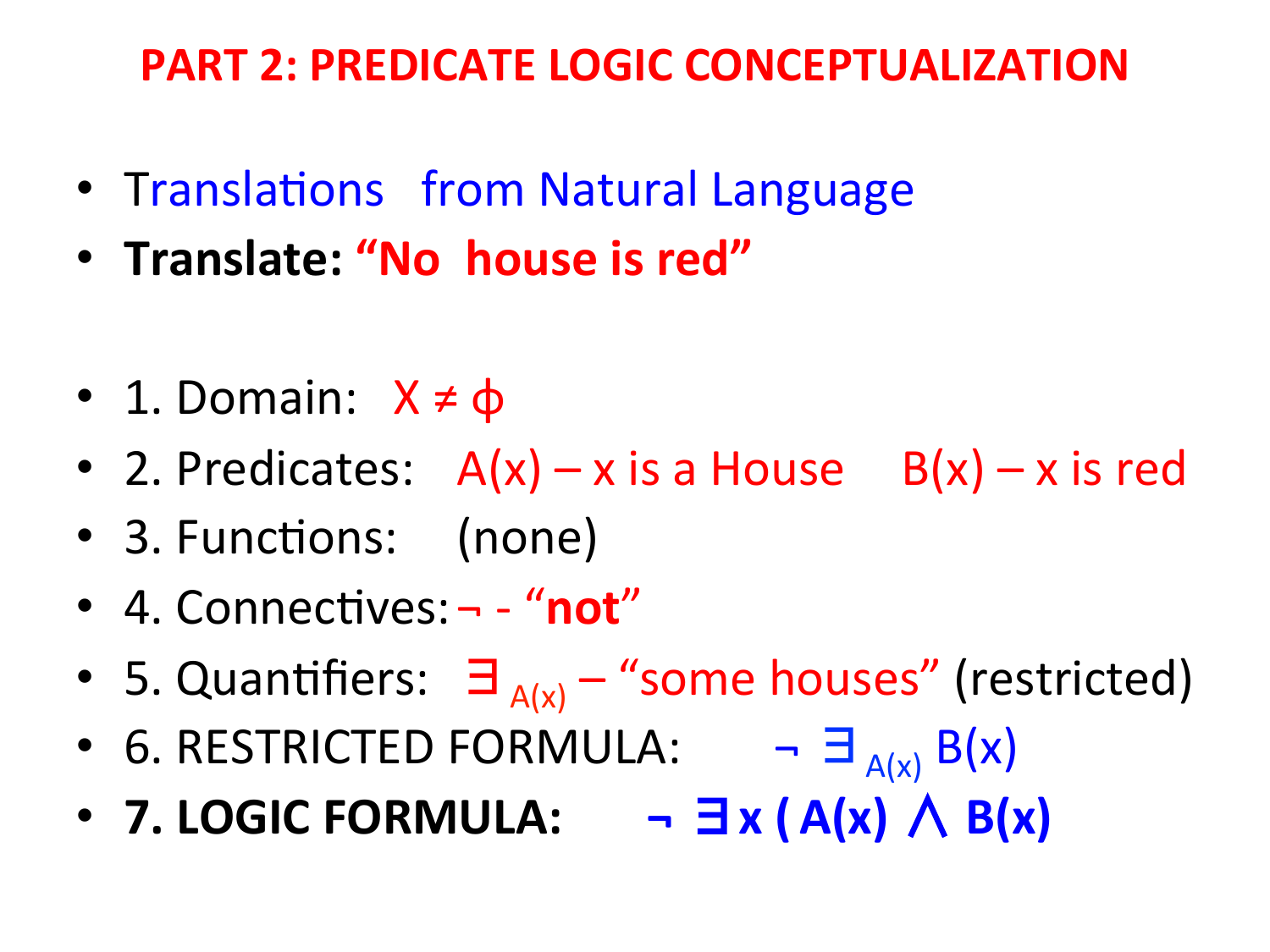# PART 2: PREDICATE LOGIC CONCEPTUALIZATION

- Translations from Natural Language
- **Translate: "No house is red"**

- 1. Domain: $X \neq \phi$
- 2. Predicates: $A(x)$ – x is a House $B(x)$ – x is red
- 3. Functions: (none)
- 4. Connectives: $\neg$ - "**not**"
- 5. Quantifiers: $\exists_{A(x)}$ – "some houses" (restricted)
- 6. RESTRICTED FORMULA: $\neg \exists_{A(x)} B(x)$
- **7. LOGIC FORMULA:** $\neg \exists x \, ( A(x) \land B(x) )$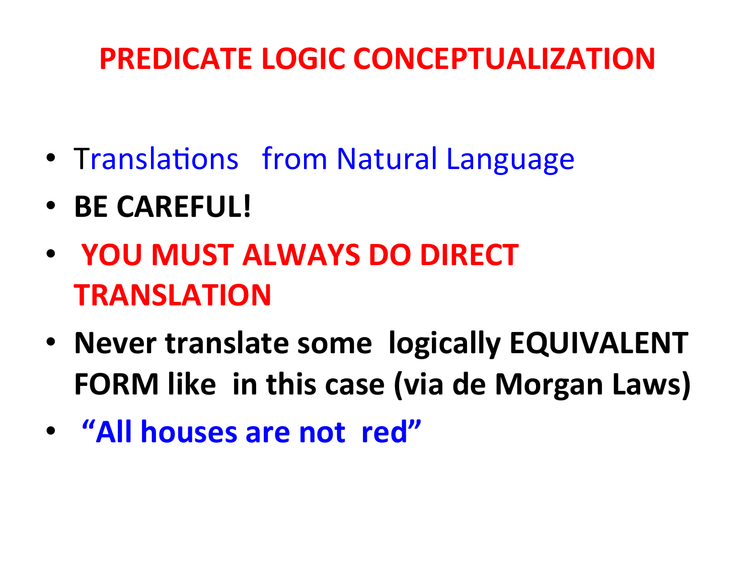# PREDICATE LOGIC CONCEPTUALIZATION

- Translations from Natural Language
- **BE CAREFUL!**
- **YOU MUST ALWAYS DO DIRECT TRANSLATION**
- **Never translate some logically EQUIVALENT FORM like in this case (via de Morgan Laws)**
- **"All houses are not red"**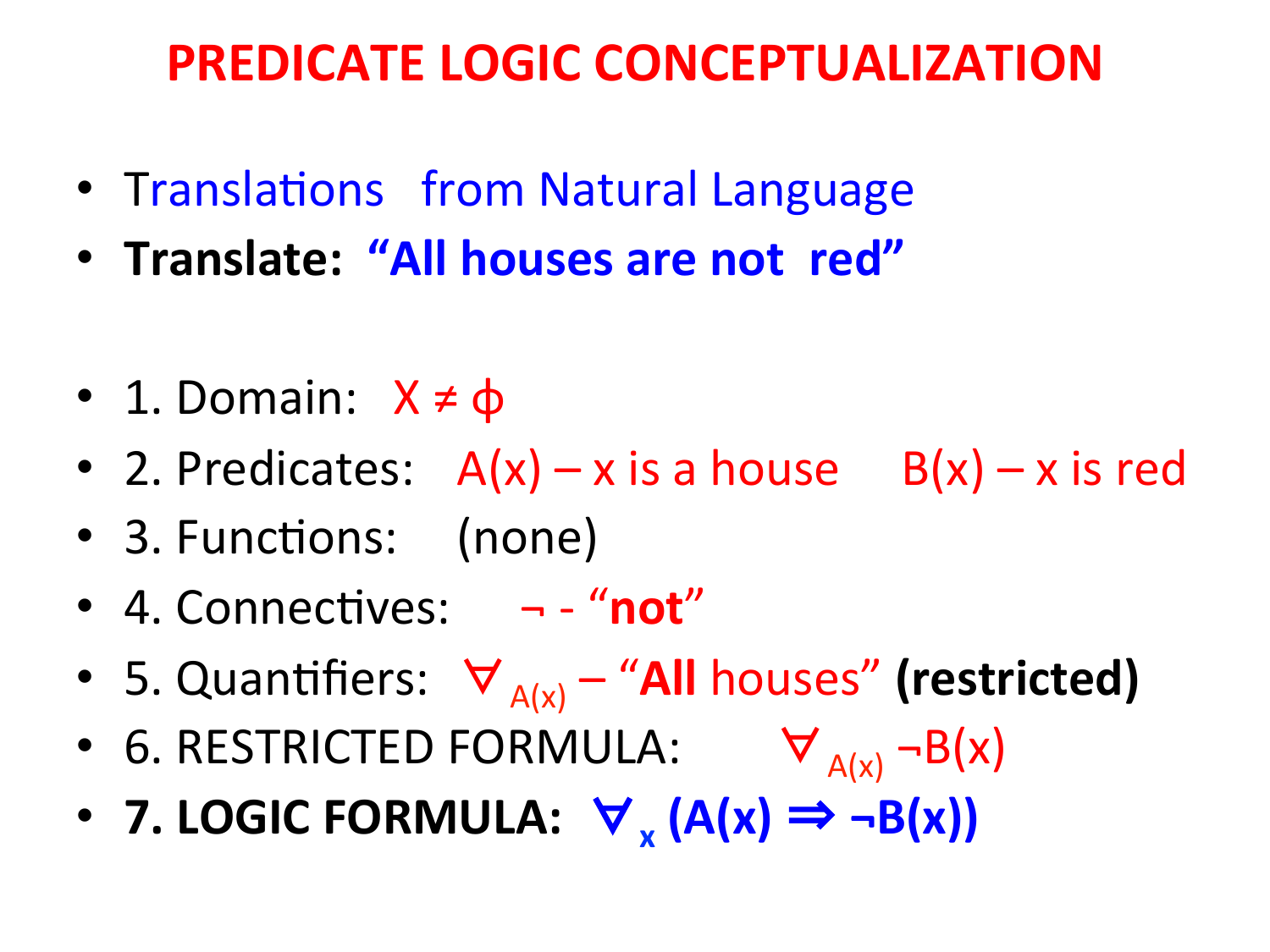# PREDICATE LOGIC CONCEPTUALIZATION

- Translations from Natural Language
- **Translate: "All houses are not red"**

- 1. Domain: $X \neq \phi$
- 2. Predicates: $A(x)$ – x is a house $B(x)$ – x is red
- 3. Functions: (none)
- 4. Connectives: $\neg$ - "**not**"
- 5. Quantifiers: $\forall_{A(x)}$ – "**All** houses" **(restricted)**
- 6. RESTRICTED FORMULA: $\forall_{A(x)} \neg B(x)$
- **7. LOGIC FORMULA:** $\forall_x (A(x) \Rightarrow \neg B(x))$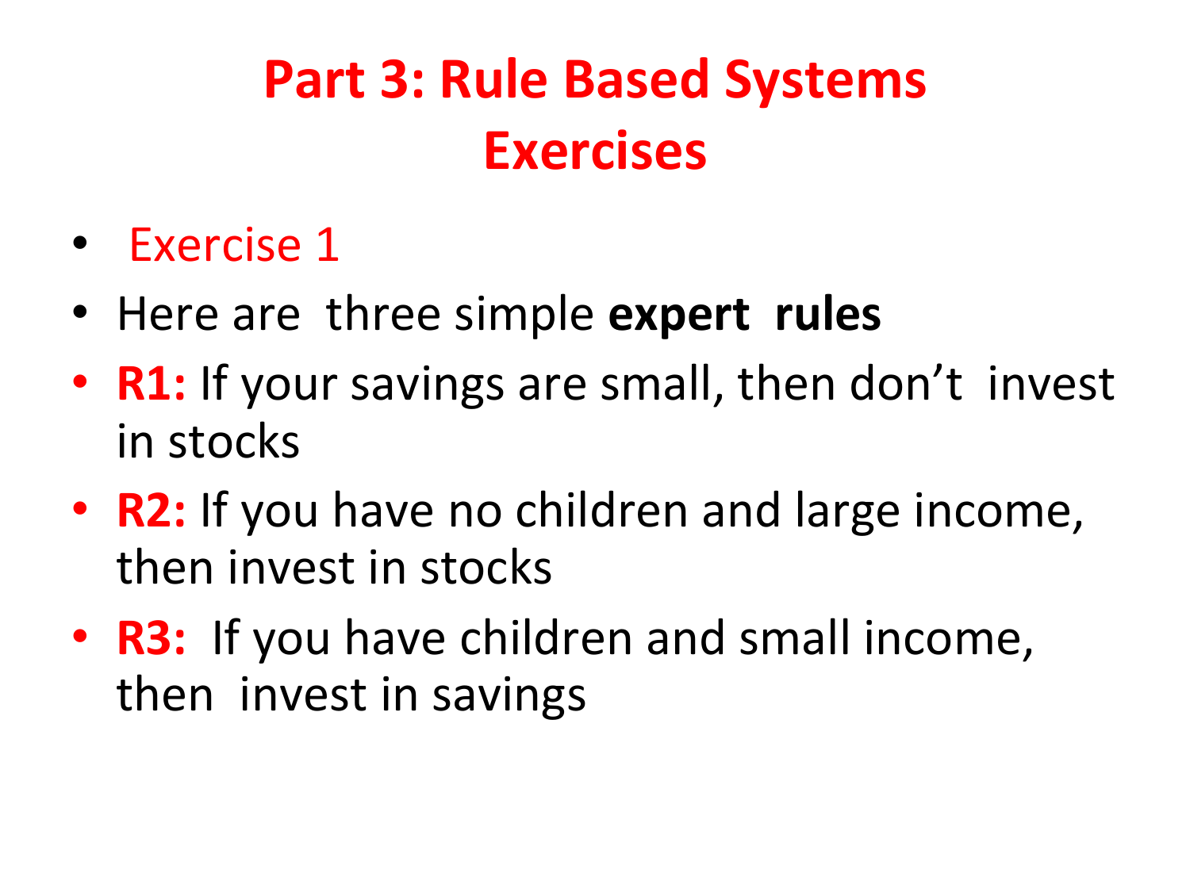# Part 3: Rule Based Systems
# Exercises

- Exercise 1
- Here are three simple **expert rules**
- **R1:** If your savings are small, then don't invest in stocks
- **R2:** If you have no children and large income, then invest in stocks
- **R3:** If you have children and small income, then invest in savings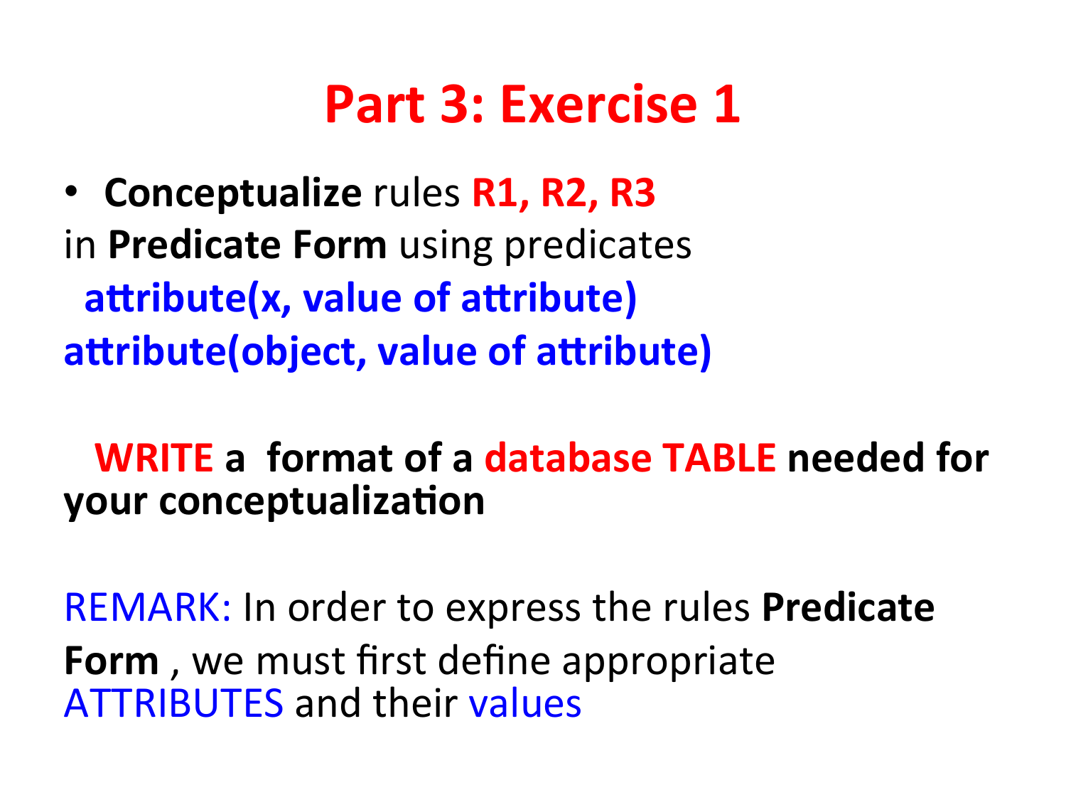# Part 3: Exercise 1

- **Conceptualize** rules **R1, R2, R3**

in **Predicate Form** using predicates

**attribute(x, value of attribute)**

**attribute(object, value of attribute)**

**WRITE a format of a database TABLE needed for your conceptualization**

REMARK: In order to express the rules **Predicate Form** , we must first define appropriate ATTRIBUTES and their values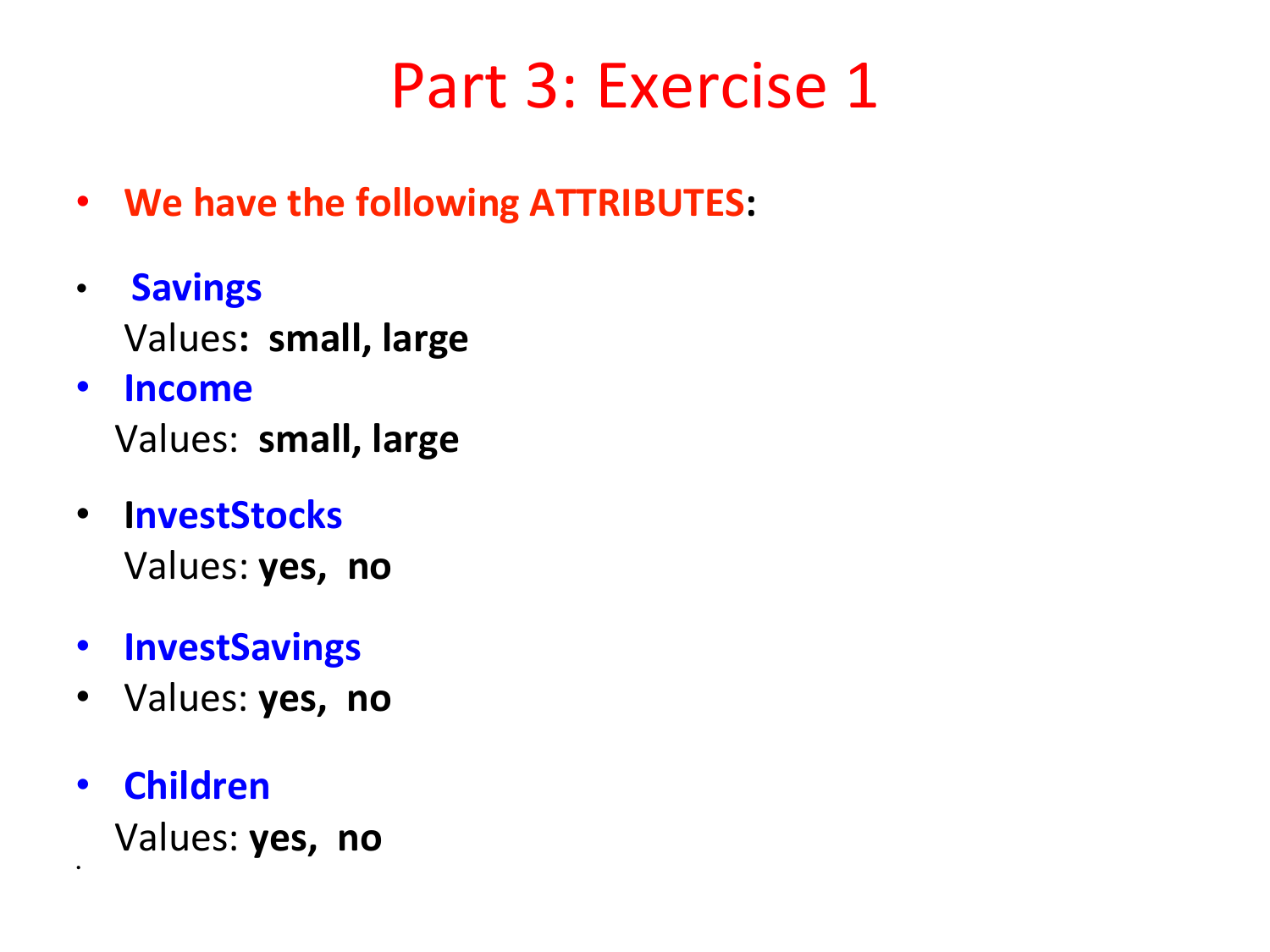# Part 3: Exercise 1

- **We have the following ATTRIBUTES:**

- **Savings**
  Values: **small, large**
- **Income**
  Values: **small, large**

- **InvestStocks**
  Values: **yes, no**

- **InvestSavings**
- Values: **yes, no**

- **Children**
  Values: **yes, no**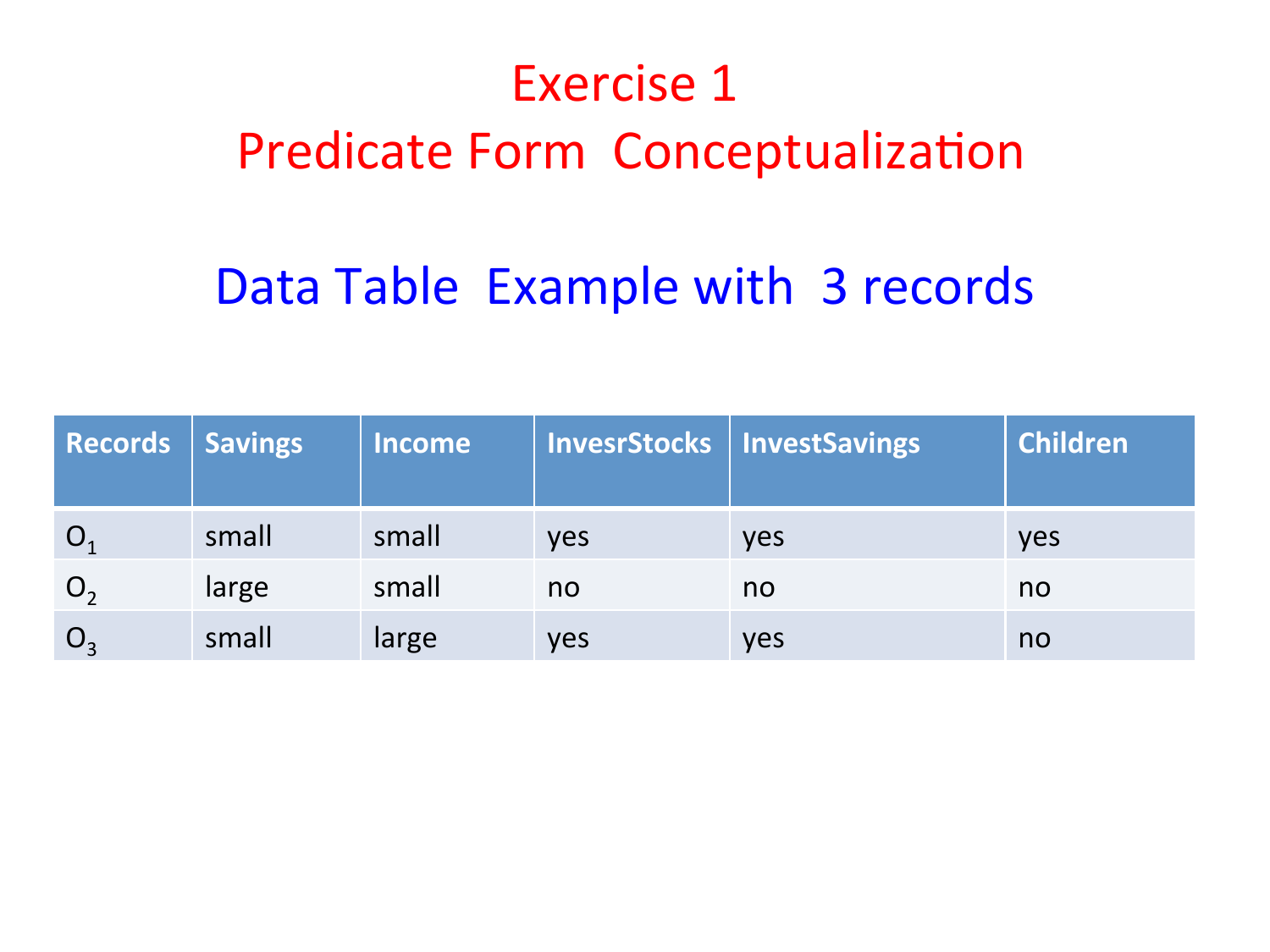# Exercise 1
# Predicate Form Conceptualization

## Data Table Example with 3 records

| Records | Savings | Income | InvesrStocks | InvestSavings | Children |
|---|---|---|---|---|---|
| $O_1$ | small | small | yes | yes | yes |
| $O_2$ | large | small | no | no | no |
| $O_3$ | small | large | yes | yes | no |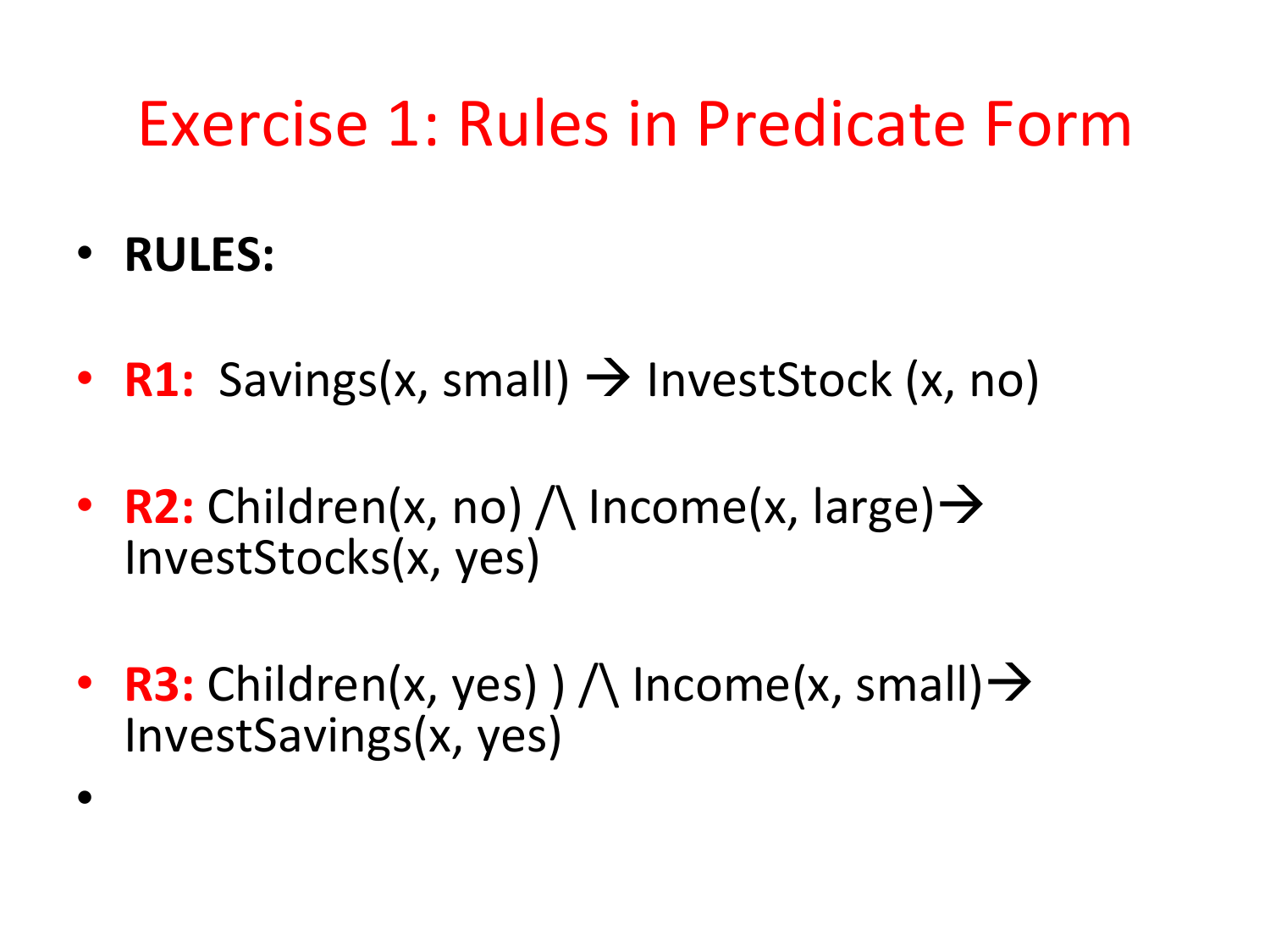# Exercise 1: Rules in Predicate Form

- **RULES:**
- **R1:** Savings(x, small) → InvestStock (x, no)
- **R2:** Children(x, no) /\ Income(x, large)→ InvestStocks(x, yes)
- **R3:** Children(x, yes) ) /\ Income(x, small)→ InvestSavings(x, yes)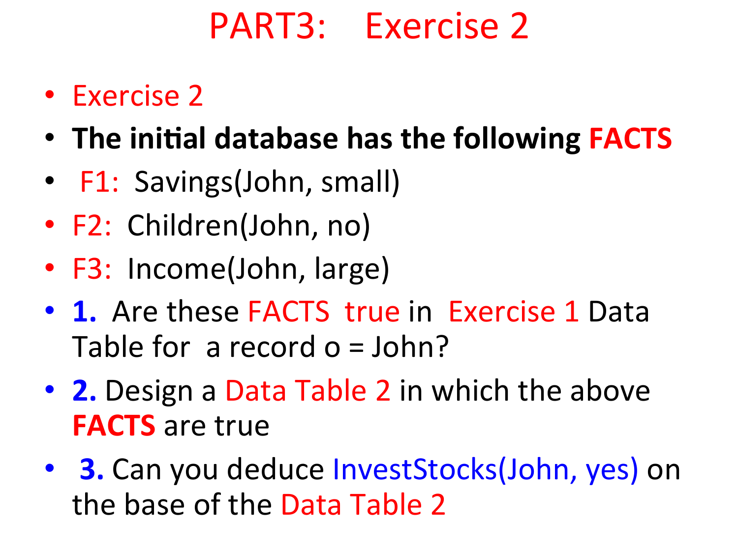# PART3: Exercise 2

- Exercise 2
- **The initial database has the following FACTS**
- F1: Savings(John, small)
- F2: Children(John, no)
- F3: Income(John, large)
- **1.** Are these FACTS true in Exercise 1 Data Table for a record o = John?
- **2.** Design a Data Table 2 in which the above **FACTS** are true
- **3.** Can you deduce InvestStocks(John, yes) on the base of the Data Table 2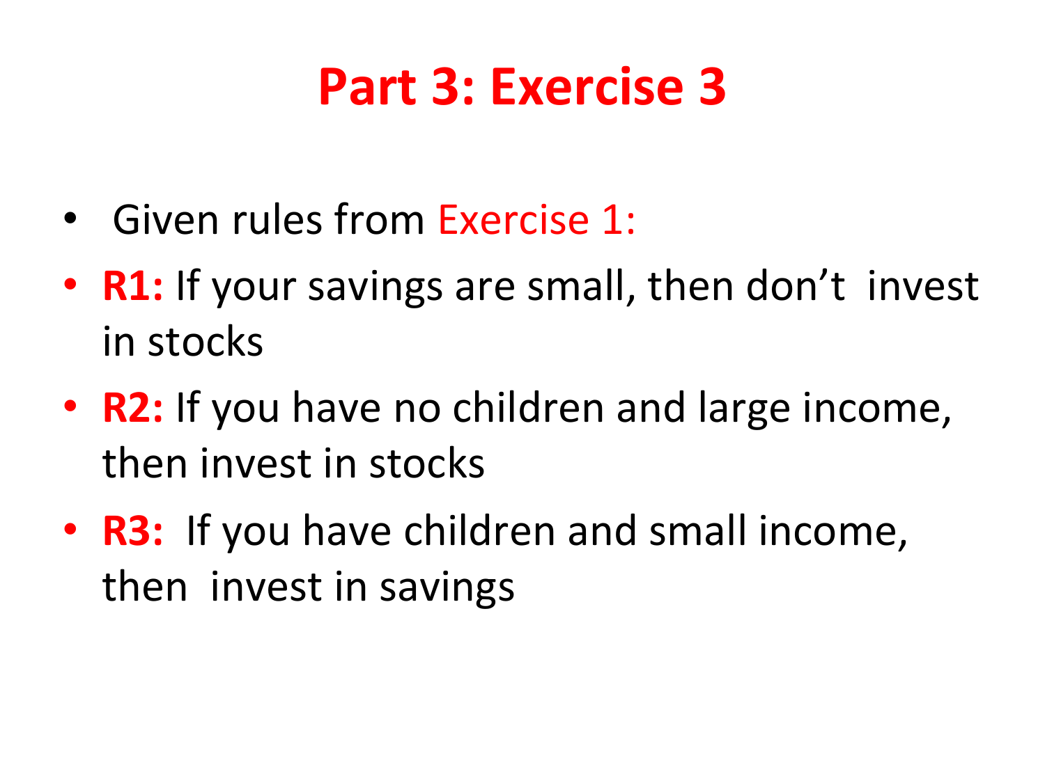# Part 3: Exercise 3

- Given rules from Exercise 1:
- **R1:** If your savings are small, then don't invest in stocks
- **R2:** If you have no children and large income, then invest in stocks
- **R3:** If you have children and small income, then invest in savings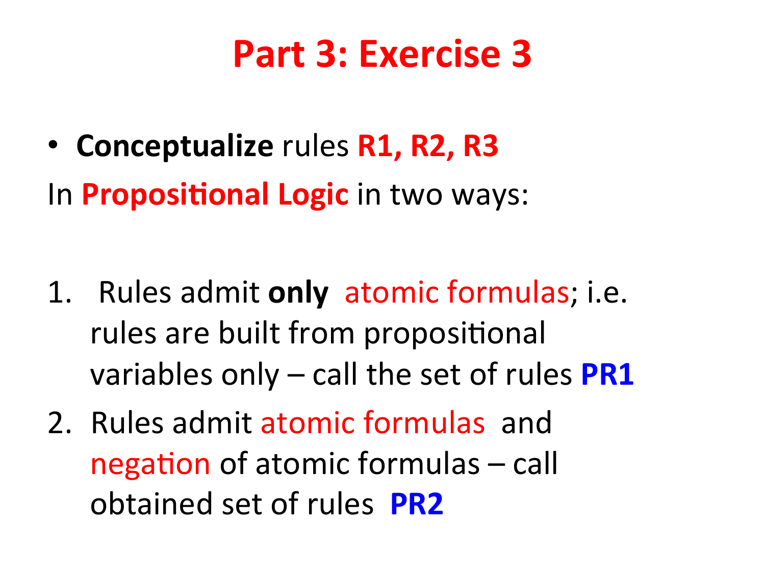# Part 3: Exercise 3

- **Conceptualize** rules **R1, R2, R3**

In **Propositional Logic** in two ways:

1. Rules admit **only** atomic formulas; i.e. rules are built from propositional variables only – call the set of rules **PR1**
2. Rules admit atomic formulas and negation of atomic formulas – call obtained set of rules **PR2**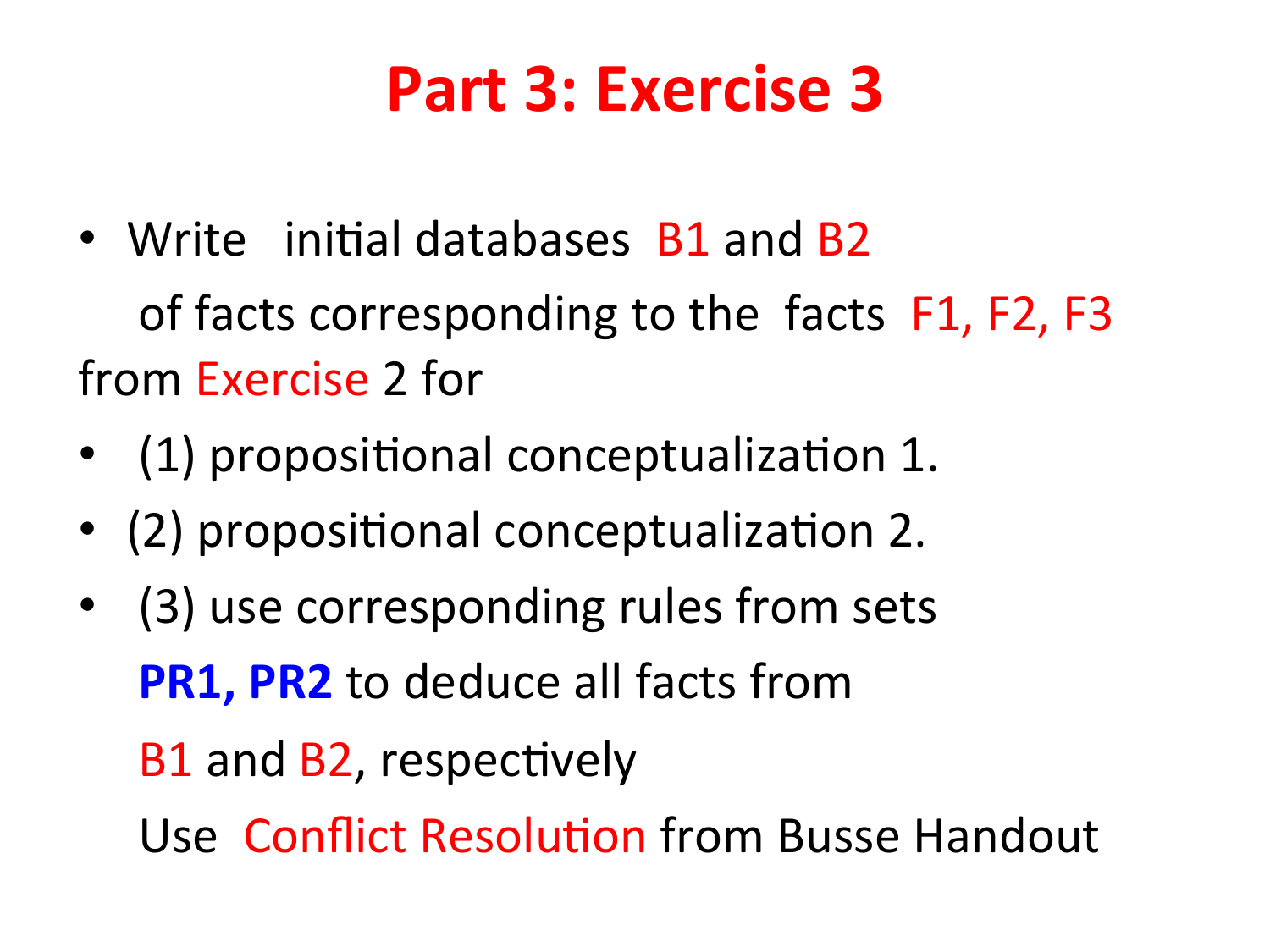# Part 3: Exercise 3

- Write initial databases B1 and B2

  of facts corresponding to the facts F1, F2, F3 from Exercise 2 for

- (1) propositional conceptualization 1.
- (2) propositional conceptualization 2.
- (3) use corresponding rules from sets

  **PR1, PR2** to deduce all facts from

  B1 and B2, respectively

  Use Conflict Resolution from Busse Handout